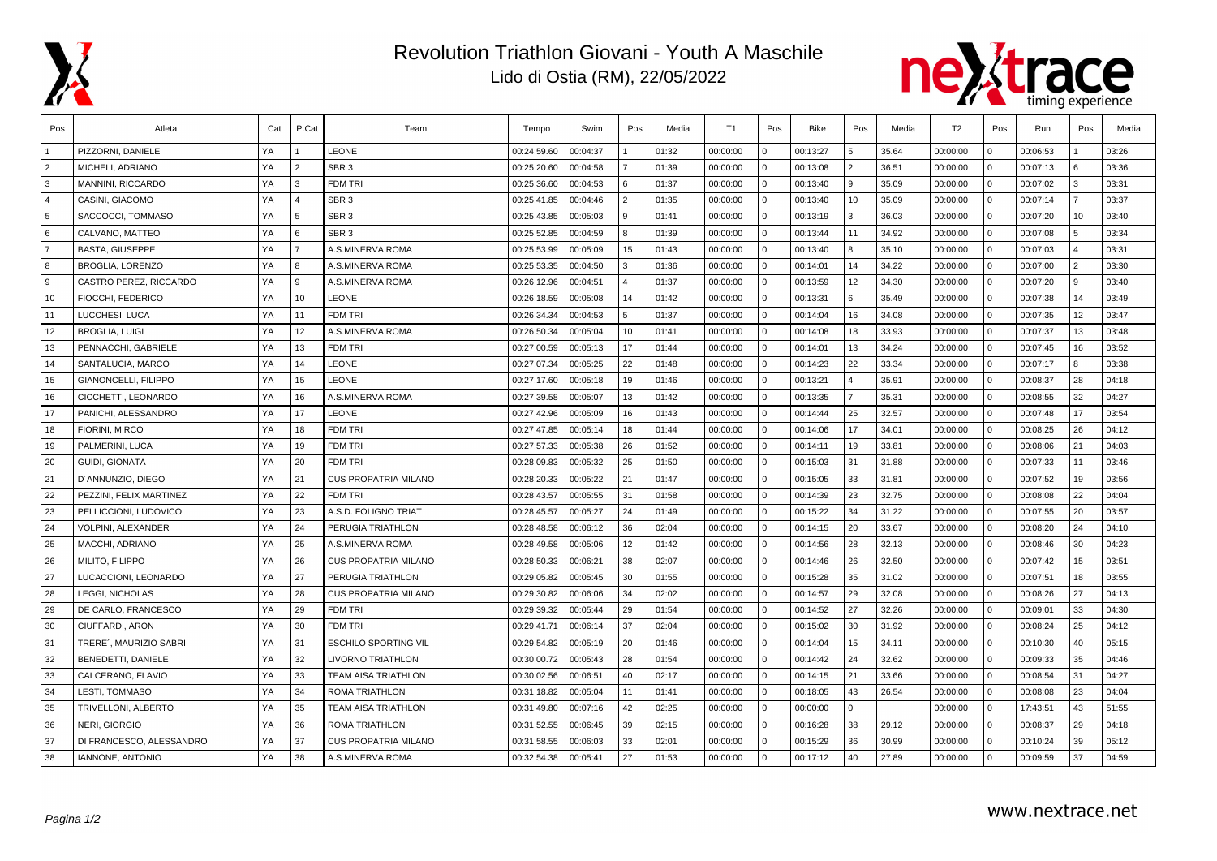# Revolution Triathlon Giovani - Youth A Maschile

Lido di Ostia (RM), 22/05/2022

| Pos | Atleta | Cat | P.Cat | Team | Tempo | Swim | Pos | Media | T1 | Pos | Bike | Pos | Media | T2 | Pos | Run | Pos | Media |
|---|---|---|---|---|---|---|---|---|---|---|---|---|---|---|---|---|---|---|
| 1 | PIZZORNI, DANIELE | YA | 1 | LEONE | 00:24:59.60 | 00:04:37 | 1 | 01:32 | 00:00:00 | 0 | 00:13:27 | 5 | 35.64 | 00:00:00 | 0 | 00:06:53 | 1 | 03:26 |
| 2 | MICHELI, ADRIANO | YA | 2 | SBR 3 | 00:25:20.60 | 00:04:58 | 7 | 01:39 | 00:00:00 | 0 | 00:13:08 | 2 | 36.51 | 00:00:00 | 0 | 00:07:13 | 6 | 03:36 |
| 3 | MANNINI, RICCARDO | YA | 3 | FDM TRI | 00:25:36.60 | 00:04:53 | 6 | 01:37 | 00:00:00 | 0 | 00:13:40 | 9 | 35.09 | 00:00:00 | 0 | 00:07:02 | 3 | 03:31 |
| 4 | CASINI, GIACOMO | YA | 4 | SBR 3 | 00:25:41.85 | 00:04:46 | 2 | 01:35 | 00:00:00 | 0 | 00:13:40 | 10 | 35.09 | 00:00:00 | 0 | 00:07:14 | 7 | 03:37 |
| 5 | SACCOCCI, TOMMASO | YA | 5 | SBR 3 | 00:25:43.85 | 00:05:03 | 9 | 01:41 | 00:00:00 | 0 | 00:13:19 | 3 | 36.03 | 00:00:00 | 0 | 00:07:20 | 10 | 03:40 |
| 6 | CALVANO, MATTEO | YA | 6 | SBR 3 | 00:25:52.85 | 00:04:59 | 8 | 01:39 | 00:00:00 | 0 | 00:13:44 | 11 | 34.92 | 00:00:00 | 0 | 00:07:08 | 5 | 03:34 |
| 7 | BASTA, GIUSEPPE | YA | 7 | A.S.MINERVA ROMA | 00:25:53.99 | 00:05:09 | 15 | 01:43 | 00:00:00 | 0 | 00:13:40 | 8 | 35.10 | 00:00:00 | 0 | 00:07:03 | 4 | 03:31 |
| 8 | BROGLIA, LORENZO | YA | 8 | A.S.MINERVA ROMA | 00:25:53.35 | 00:04:50 | 3 | 01:36 | 00:00:00 | 0 | 00:14:01 | 14 | 34.22 | 00:00:00 | 0 | 00:07:00 | 2 | 03:30 |
| 9 | CASTRO PEREZ, RICCARDO | YA | 9 | A.S.MINERVA ROMA | 00:26:12.96 | 00:04:51 | 4 | 01:37 | 00:00:00 | 0 | 00:13:59 | 12 | 34.30 | 00:00:00 | 0 | 00:07:20 | 9 | 03:40 |
| 10 | FIOCCHI, FEDERICO | YA | 10 | LEONE | 00:26:18.59 | 00:05:08 | 14 | 01:42 | 00:00:00 | 0 | 00:13:31 | 6 | 35.49 | 00:00:00 | 0 | 00:07:38 | 14 | 03:49 |
| 11 | LUCCHESI, LUCA | YA | 11 | FDM TRI | 00:26:34.34 | 00:04:53 | 5 | 01:37 | 00:00:00 | 0 | 00:14:04 | 16 | 34.08 | 00:00:00 | 0 | 00:07:35 | 12 | 03:47 |
| 12 | BROGLIA, LUIGI | YA | 12 | A.S.MINERVA ROMA | 00:26:50.34 | 00:05:04 | 10 | 01:41 | 00:00:00 | 0 | 00:14:08 | 18 | 33.93 | 00:00:00 | 0 | 00:07:37 | 13 | 03:48 |
| 13 | PENNACCHI, GABRIELE | YA | 13 | FDM TRI | 00:27:00.59 | 00:05:13 | 17 | 01:44 | 00:00:00 | 0 | 00:14:01 | 13 | 34.24 | 00:00:00 | 0 | 00:07:45 | 16 | 03:52 |
| 14 | SANTALUCIA, MARCO | YA | 14 | LEONE | 00:27:07.34 | 00:05:25 | 22 | 01:48 | 00:00:00 | 0 | 00:14:23 | 22 | 33.34 | 00:00:00 | 0 | 00:07:17 | 8 | 03:38 |
| 15 | GIANONCELLI, FILIPPO | YA | 15 | LEONE | 00:27:17.60 | 00:05:18 | 19 | 01:46 | 00:00:00 | 0 | 00:13:21 | 4 | 35.91 | 00:00:00 | 0 | 00:08:37 | 28 | 04:18 |
| 16 | CICCHETTI, LEONARDO | YA | 16 | A.S.MINERVA ROMA | 00:27:39.58 | 00:05:07 | 13 | 01:42 | 00:00:00 | 0 | 00:13:35 | 7 | 35.31 | 00:00:00 | 0 | 00:08:55 | 32 | 04:27 |
| 17 | PANICHI, ALESSANDRO | YA | 17 | LEONE | 00:27:42.96 | 00:05:09 | 16 | 01:43 | 00:00:00 | 0 | 00:14:44 | 25 | 32.57 | 00:00:00 | 0 | 00:07:48 | 17 | 03:54 |
| 18 | FIORINI, MIRCO | YA | 18 | FDM TRI | 00:27:47.85 | 00:05:14 | 18 | 01:44 | 00:00:00 | 0 | 00:14:06 | 17 | 34.01 | 00:00:00 | 0 | 00:08:25 | 26 | 04:12 |
| 19 | PALMERINI, LUCA | YA | 19 | FDM TRI | 00:27:57.33 | 00:05:38 | 26 | 01:52 | 00:00:00 | 0 | 00:14:11 | 19 | 33.81 | 00:00:00 | 0 | 00:08:06 | 21 | 04:03 |
| 20 | GUIDI, GIONATA | YA | 20 | FDM TRI | 00:28:09.83 | 00:05:32 | 25 | 01:50 | 00:00:00 | 0 | 00:15:03 | 31 | 31.88 | 00:00:00 | 0 | 00:07:33 | 11 | 03:46 |
| 21 | D´ANNUNZIO, DIEGO | YA | 21 | CUS PROPATRIA MILANO | 00:28:20.33 | 00:05:22 | 21 | 01:47 | 00:00:00 | 0 | 00:15:05 | 33 | 31.81 | 00:00:00 | 0 | 00:07:52 | 19 | 03:56 |
| 22 | PEZZINI, FELIX MARTINEZ | YA | 22 | FDM TRI | 00:28:43.57 | 00:05:55 | 31 | 01:58 | 00:00:00 | 0 | 00:14:39 | 23 | 32.75 | 00:00:00 | 0 | 00:08:08 | 22 | 04:04 |
| 23 | PELLICCIONI, LUDOVICO | YA | 23 | A.S.D. FOLIGNO TRIAT | 00:28:45.57 | 00:05:27 | 24 | 01:49 | 00:00:00 | 0 | 00:15:22 | 34 | 31.22 | 00:00:00 | 0 | 00:07:55 | 20 | 03:57 |
| 24 | VOLPINI, ALEXANDER | YA | 24 | PERUGIA TRIATHLON | 00:28:48.58 | 00:06:12 | 36 | 02:04 | 00:00:00 | 0 | 00:14:15 | 20 | 33.67 | 00:00:00 | 0 | 00:08:20 | 24 | 04:10 |
| 25 | MACCHI, ADRIANO | YA | 25 | A.S.MINERVA ROMA | 00:28:49.58 | 00:05:06 | 12 | 01:42 | 00:00:00 | 0 | 00:14:56 | 28 | 32.13 | 00:00:00 | 0 | 00:08:46 | 30 | 04:23 |
| 26 | MILITO, FILIPPO | YA | 26 | CUS PROPATRIA MILANO | 00:28:50.33 | 00:06:21 | 38 | 02:07 | 00:00:00 | 0 | 00:14:46 | 26 | 32.50 | 00:00:00 | 0 | 00:07:42 | 15 | 03:51 |
| 27 | LUCACCIONI, LEONARDO | YA | 27 | PERUGIA TRIATHLON | 00:29:05.82 | 00:05:45 | 30 | 01:55 | 00:00:00 | 0 | 00:15:28 | 35 | 31.02 | 00:00:00 | 0 | 00:07:51 | 18 | 03:55 |
| 28 | LEGGI, NICHOLAS | YA | 28 | CUS PROPATRIA MILANO | 00:29:30.82 | 00:06:06 | 34 | 02:02 | 00:00:00 | 0 | 00:14:57 | 29 | 32.08 | 00:00:00 | 0 | 00:08:26 | 27 | 04:13 |
| 29 | DE CARLO, FRANCESCO | YA | 29 | FDM TRI | 00:29:39.32 | 00:05:44 | 29 | 01:54 | 00:00:00 | 0 | 00:14:52 | 27 | 32.26 | 00:00:00 | 0 | 00:09:01 | 33 | 04:30 |
| 30 | CIUFFARDI, ARON | YA | 30 | FDM TRI | 00:29:41.71 | 00:06:14 | 37 | 02:04 | 00:00:00 | 0 | 00:15:02 | 30 | 31.92 | 00:00:00 | 0 | 00:08:24 | 25 | 04:12 |
| 31 | TRERE´, MAURIZIO SABRI | YA | 31 | ESCHILO SPORTING VIL | 00:29:54.82 | 00:05:19 | 20 | 01:46 | 00:00:00 | 0 | 00:14:04 | 15 | 34.11 | 00:00:00 | 0 | 00:10:30 | 40 | 05:15 |
| 32 | BENEDETTI, DANIELE | YA | 32 | LIVORNO TRIATHLON | 00:30:00.72 | 00:05:43 | 28 | 01:54 | 00:00:00 | 0 | 00:14:42 | 24 | 32.62 | 00:00:00 | 0 | 00:09:33 | 35 | 04:46 |
| 33 | CALCERANO, FLAVIO | YA | 33 | TEAM AISA TRIATHLON | 00:30:02.56 | 00:06:51 | 40 | 02:17 | 00:00:00 | 0 | 00:14:15 | 21 | 33.66 | 00:00:00 | 0 | 00:08:54 | 31 | 04:27 |
| 34 | LESTI, TOMMASO | YA | 34 | ROMA TRIATHLON | 00:31:18.82 | 00:05:04 | 11 | 01:41 | 00:00:00 | 0 | 00:18:05 | 43 | 26.54 | 00:00:00 | 0 | 00:08:08 | 23 | 04:04 |
| 35 | TRIVELLONI, ALBERTO | YA | 35 | TEAM AISA TRIATHLON | 00:31:49.80 | 00:07:16 | 42 | 02:25 | 00:00:00 | 0 | 00:00:00 | 0 | | 00:00:00 | 0 | 17:43:51 | 43 | 51:55 |
| 36 | NERI, GIORGIO | YA | 36 | ROMA TRIATHLON | 00:31:52.55 | 00:06:45 | 39 | 02:15 | 00:00:00 | 0 | 00:16:28 | 38 | 29.12 | 00:00:00 | 0 | 00:08:37 | 29 | 04:18 |
| 37 | DI FRANCESCO, ALESSANDRO | YA | 37 | CUS PROPATRIA MILANO | 00:31:58.55 | 00:06:03 | 33 | 02:01 | 00:00:00 | 0 | 00:15:29 | 36 | 30.99 | 00:00:00 | 0 | 00:10:24 | 39 | 05:12 |
| 38 | IANNONE, ANTONIO | YA | 38 | A.S.MINERVA ROMA | 00:32:54.38 | 00:05:41 | 27 | 01:53 | 00:00:00 | 0 | 00:17:12 | 40 | 27.89 | 00:00:00 | 0 | 00:09:59 | 37 | 04:59 |

www.nextrace.net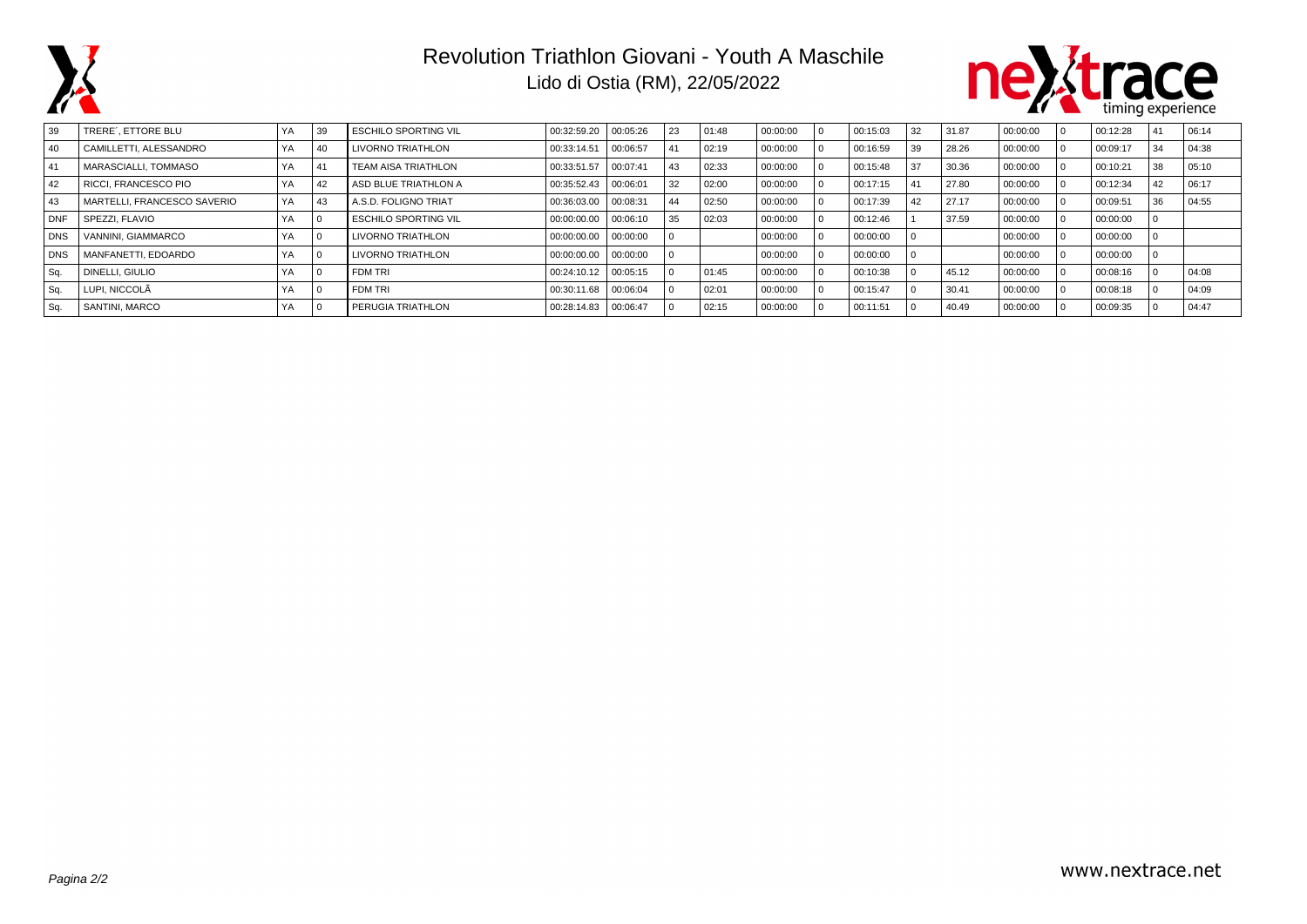# Revolution Triathlon Giovani - Youth A Maschile

Lido di Ostia (RM), 22/05/2022

| | | | | | | | | | | | | | | | | | | | | |
|---|---|---|---|---|---|---|---|---|---|---|---|---|---|---|---|---|---|---|---|---|
| 39 | TRERE´, ETTORE BLU | YA | 39 | ESCHILO SPORTING VIL | 00:32:59.20 | 00:05:26 | 23 | 01:48 | 00:00:00 | 0 | 00:15:03 | 32 | 31.87 | 00:00:00 | 0 | 00:12:28 | 41 | 06:14 |
| 40 | CAMILLETTI, ALESSANDRO | YA | 40 | LIVORNO TRIATHLON | 00:33:14.51 | 00:06:57 | 41 | 02:19 | 00:00:00 | 0 | 00:16:59 | 39 | 28.26 | 00:00:00 | 0 | 00:09:17 | 34 | 04:38 |
| 41 | MARASCIALLI, TOMMASO | YA | 41 | TEAM AISA TRIATHLON | 00:33:51.57 | 00:07:41 | 43 | 02:33 | 00:00:00 | 0 | 00:15:48 | 37 | 30.36 | 00:00:00 | 0 | 00:10:21 | 38 | 05:10 |
| 42 | RICCI, FRANCESCO PIO | YA | 42 | ASD BLUE TRIATHLON A | 00:35:52.43 | 00:06:01 | 32 | 02:00 | 00:00:00 | 0 | 00:17:15 | 41 | 27.80 | 00:00:00 | 0 | 00:12:34 | 42 | 06:17 |
| 43 | MARTELLI, FRANCESCO SAVERIO | YA | 43 | A.S.D. FOLIGNO TRIAT | 00:36:03.00 | 00:08:31 | 44 | 02:50 | 00:00:00 | 0 | 00:17:39 | 42 | 27.17 | 00:00:00 | 0 | 00:09:51 | 36 | 04:55 |
| DNF | SPEZZI, FLAVIO | YA | 0 | ESCHILO SPORTING VIL | 00:00:00.00 | 00:06:10 | 35 | 02:03 | 00:00:00 | 0 | 00:12:46 | 1 | 37.59 | 00:00:00 | 0 | 00:00:00 | 0 | |
| DNS | VANNINI, GIAMMARCO | YA | 0 | LIVORNO TRIATHLON | 00:00:00.00 | 00:00:00 | 0 | | 00:00:00 | 0 | 00:00:00 | 0 | | 00:00:00 | 0 | 00:00:00 | 0 | |
| DNS | MANFANETTI, EDOARDO | YA | 0 | LIVORNO TRIATHLON | 00:00:00.00 | 00:00:00 | 0 | | 00:00:00 | 0 | 00:00:00 | 0 | | 00:00:00 | 0 | 00:00:00 | 0 | |
| Sq. | DINELLI, GIULIO | YA | 0 | FDM TRI | 00:24:10.12 | 00:05:15 | 0 | 01:45 | 00:00:00 | 0 | 00:10:38 | 0 | 45.12 | 00:00:00 | 0 | 00:08:16 | 0 | 04:08 |
| Sq. | LUPI, NICCOLÃ | YA | 0 | FDM TRI | 00:30:11.68 | 00:06:04 | 0 | 02:01 | 00:00:00 | 0 | 00:15:47 | 0 | 30.41 | 00:00:00 | 0 | 00:08:18 | 0 | 04:09 |
| Sq. | SANTINI, MARCO | YA | 0 | PERUGIA TRIATHLON | 00:28:14.83 | 00:06:47 | 0 | 02:15 | 00:00:00 | 0 | 00:11:51 | 0 | 40.49 | 00:00:00 | 0 | 00:09:35 | 0 | 04:47 |

www.nextrace.net